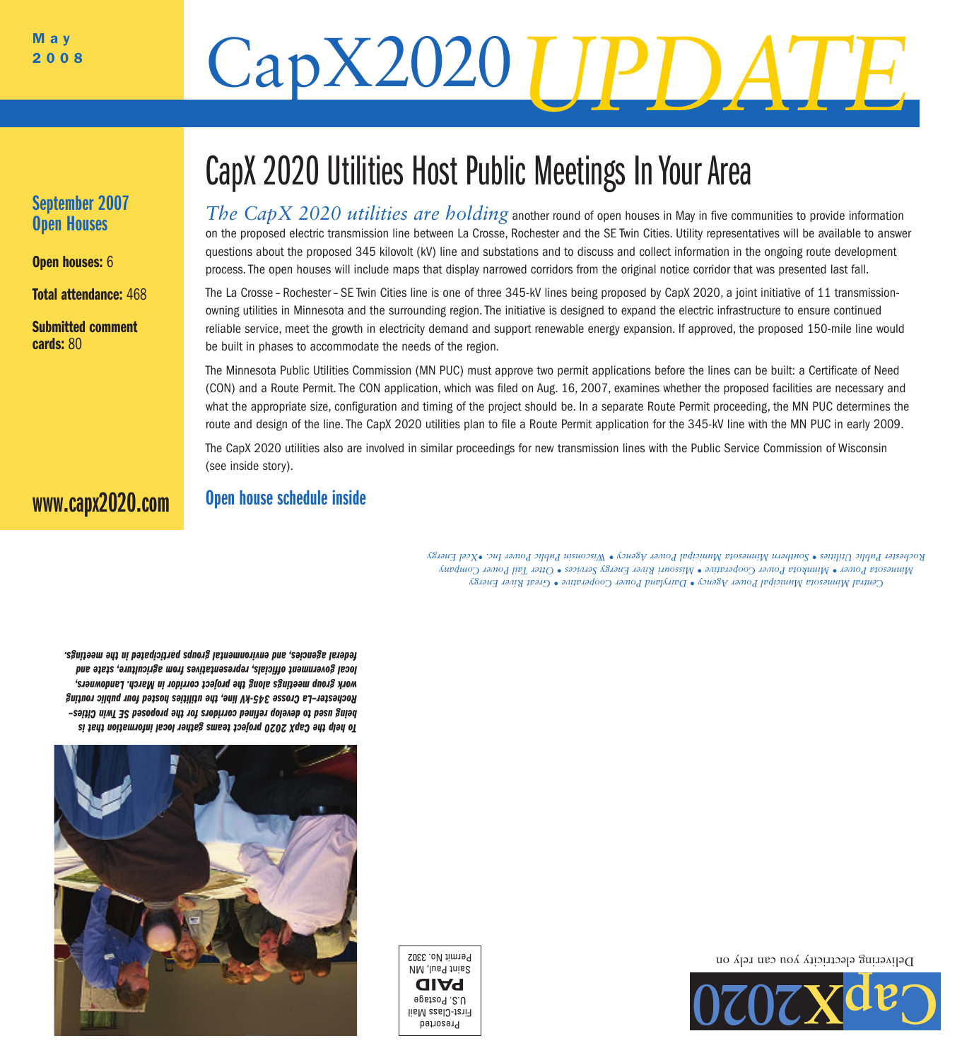May
2008

# CapX2020 UPDATE

## September 2007 Open Houses

**Open houses:** 6

**Total attendance:** 468

**Submitted comment cards:** 80

www.capx2020.com

# CapX 2020 Utilities Host Public Meetings In Your Area

*The CapX 2020 utilities are holding* another round of open houses in May in five communities to provide information on the proposed electric transmission line between La Crosse, Rochester and the SE Twin Cities. Utility representatives will be available to answer questions about the proposed 345 kilovolt (kV) line and substations and to discuss and collect information in the ongoing route development process. The open houses will include maps that display narrowed corridors from the original notice corridor that was presented last fall.

The La Crosse – Rochester – SE Twin Cities line is one of three 345-kV lines being proposed by CapX 2020, a joint initiative of 11 transmission-owning utilities in Minnesota and the surrounding region. The initiative is designed to expand the electric infrastructure to ensure continued reliable service, meet the growth in electricity demand and support renewable energy expansion. If approved, the proposed 150-mile line would be built in phases to accommodate the needs of the region.

The Minnesota Public Utilities Commission (MN PUC) must approve two permit applications before the lines can be built: a Certificate of Need (CON) and a Route Permit. The CON application, which was filed on Aug. 16, 2007, examines whether the proposed facilities are necessary and what the appropriate size, configuration and timing of the project should be. In a separate Route Permit proceeding, the MN PUC determines the route and design of the line. The CapX 2020 utilities plan to file a Route Permit application for the 345-kV line with the MN PUC in early 2009.

The CapX 2020 utilities also are involved in similar proceedings for new transmission lines with the Public Service Commission of Wisconsin (see inside story).

**Open house schedule inside**

*Central Minnesota Municipal Power Agency • Dairyland Power Cooperative • Great River Energy*
*Minnesota Power • Minnkota Power Cooperative • Missouri River Energy Services • Otter Tail Power Company*
*Rochester Public Utilities • Southern Minnesota Municipal Power Agency • Wisconsin Public Power Inc. • Xcel Energy*

***To help the CapX 2020 project teams gather local information that is being used to develop refined corridors for the proposed SE Twin Cities–Rochester–La Crosse 345-kV line, the utilities hosted four public routing work group meetings along the project corridor in March. Landowners, local government officials, representatives from agriculture, state and federal agencies, and environmental groups participated in the meetings.***

Presorted
First-Class Mail
U.S. Postage
**PAID**
Saint Paul, MN
Permit No. 3302

CapX2020
Delivering electricity you can rely on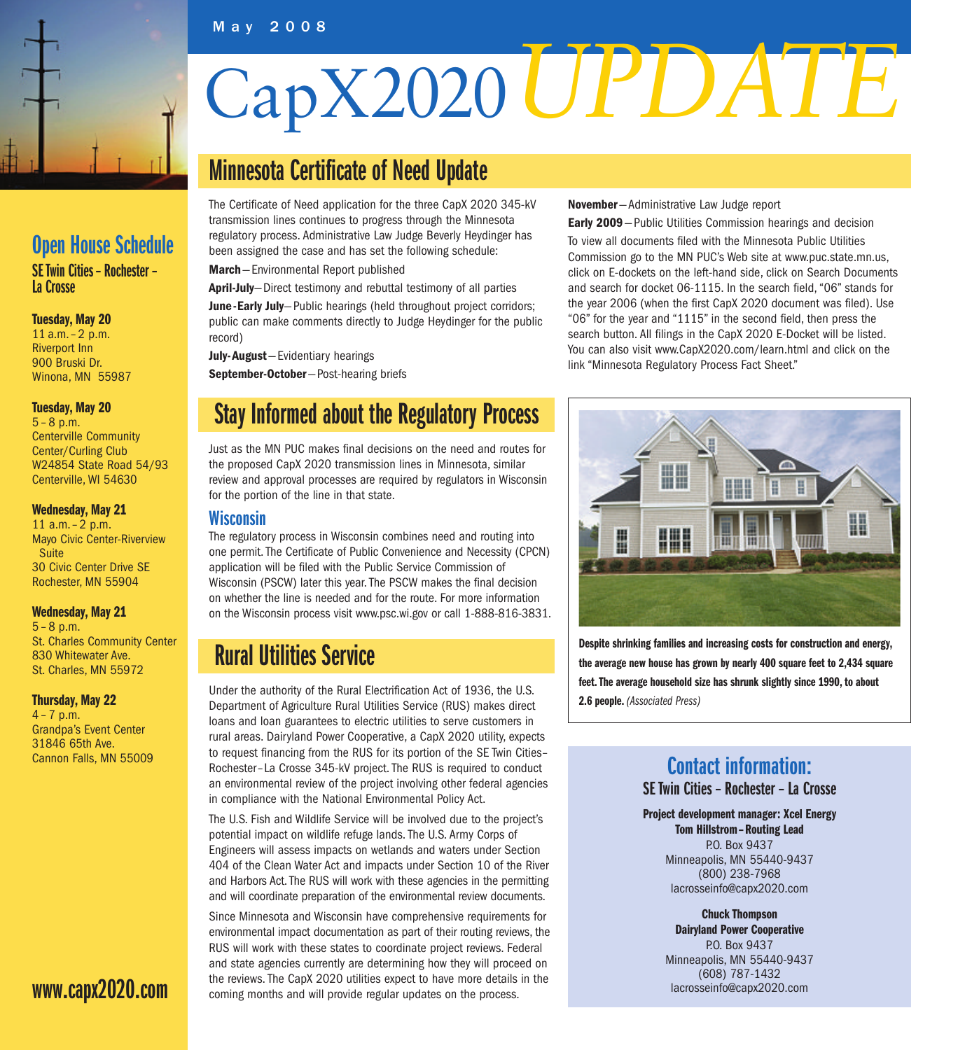May 2008

# CapX2020 UPDATE

## Open House Schedule

**SE Twin Cities – Rochester – La Crosse**

**Tuesday, May 20**
11 a.m. – 2 p.m.
Riverport Inn
900 Bruski Dr.
Winona, MN 55987

**Tuesday, May 20**
5 – 8 p.m.
Centerville Community Center/Curling Club
W24854 State Road 54/93
Centerville, WI 54630

**Wednesday, May 21**
11 a.m. – 2 p.m.
Mayo Civic Center-Riverview Suite
30 Civic Center Drive SE
Rochester, MN 55904

**Wednesday, May 21**
5 – 8 p.m.
St. Charles Community Center
830 Whitewater Ave.
St. Charles, MN 55972

**Thursday, May 22**
4 – 7 p.m.
Grandpa's Event Center
31846 65th Ave.
Cannon Falls, MN 55009

**www.capx2020.com**

## Minnesota Certificate of Need Update

The Certificate of Need application for the three CapX 2020 345-kV transmission lines continues to progress through the Minnesota regulatory process. Administrative Law Judge Beverly Heydinger has been assigned the case and has set the following schedule:

**March** – Environmental Report published

**April-July** – Direct testimony and rebuttal testimony of all parties

**June-Early July** – Public hearings (held throughout project corridors; public can make comments directly to Judge Heydinger for the public record)

**July-August** – Evidentiary hearings

**September-October** – Post-hearing briefs

**November** – Administrative Law Judge report

**Early 2009** – Public Utilities Commission hearings and decision

To view all documents filed with the Minnesota Public Utilities Commission go to the MN PUC's Web site at www.puc.state.mn.us, click on E-dockets on the left-hand side, click on Search Documents and search for docket 06-1115. In the search field, "06" stands for the year 2006 (when the first CapX 2020 document was filed). Use "06" for the year and "1115" in the second field, then press the search button. All filings in the CapX 2020 E-Docket will be listed. You can also visit www.CapX2020.com/learn.html and click on the link "Minnesota Regulatory Process Fact Sheet."

## Stay Informed about the Regulatory Process

Just as the MN PUC makes final decisions on the need and routes for the proposed CapX 2020 transmission lines in Minnesota, similar review and approval processes are required by regulators in Wisconsin for the portion of the line in that state.

### Wisconsin

The regulatory process in Wisconsin combines need and routing into one permit. The Certificate of Public Convenience and Necessity (CPCN) application will be filed with the Public Service Commission of Wisconsin (PSCW) later this year. The PSCW makes the final decision on whether the line is needed and for the route. For more information on the Wisconsin process visit www.psc.wi.gov or call 1-888-816-3831.

## Rural Utilities Service

Under the authority of the Rural Electrification Act of 1936, the U.S. Department of Agriculture Rural Utilities Service (RUS) makes direct loans and loan guarantees to electric utilities to serve customers in rural areas. Dairyland Power Cooperative, a CapX 2020 utility, expects to request financing from the RUS for its portion of the SE Twin Cities–Rochester–La Crosse 345-kV project. The RUS is required to conduct an environmental review of the project involving other federal agencies in compliance with the National Environmental Policy Act.

The U.S. Fish and Wildlife Service will be involved due to the project's potential impact on wildlife refuge lands. The U.S. Army Corps of Engineers will assess impacts on wetlands and waters under Section 404 of the Clean Water Act and impacts under Section 10 of the River and Harbors Act. The RUS will work with these agencies in the permitting and will coordinate preparation of the environmental review documents.

Since Minnesota and Wisconsin have comprehensive requirements for environmental impact documentation as part of their routing reviews, the RUS will work with these states to coordinate project reviews. Federal and state agencies currently are determining how they will proceed on the reviews. The CapX 2020 utilities expect to have more details in the coming months and will provide regular updates on the process.

**Despite shrinking families and increasing costs for construction and energy, the average new house has grown by nearly 400 square feet to 2,434 square feet. The average household size has shrunk slightly since 1990, to about 2.6 people.** *(Associated Press)*

## Contact information:

**SE Twin Cities – Rochester – La Crosse**

**Project development manager: Xcel Energy**
**Tom Hillstrom – Routing Lead**
P.O. Box 9437
Minneapolis, MN 55440-9437
(800) 238-7968
lacrosseinfo@capx2020.com

**Chuck Thompson**
**Dairyland Power Cooperative**
P.O. Box 9437
Minneapolis, MN 55440-9437
(608) 787-1432
lacrosseinfo@capx2020.com